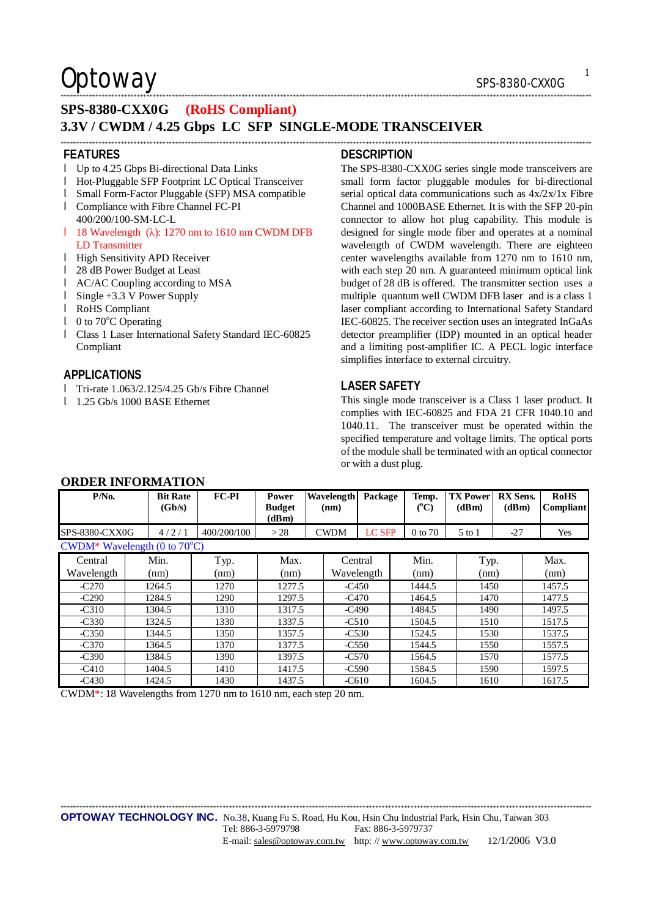Optoway

# SPS-8380-CXX0G (RoHS Compliant)

## 3.3V / CWDM / 4.25 Gbps LC SFP SINGLE-MODE TRANSCEIVER

### FEATURES

- Up to 4.25 Gbps Bi-directional Data Links
- Hot-Pluggable SFP Footprint LC Optical Transceiver
- Small Form-Factor Pluggable (SFP) MSA compatible
- Compliance with Fibre Channel FC-PI 400/200/100-SM-LC-L
- 18 Wavelength (λ): 1270 nm to 1610 nm CWDM DFB LD Transmitter
- High Sensitivity APD Receiver
- 28 dB Power Budget at Least
- AC/AC Coupling according to MSA
- Single +3.3 V Power Supply
- RoHS Compliant
- 0 to 70°C Operating
- Class 1 Laser International Safety Standard IEC-60825 Compliant

### APPLICATIONS

- Tri-rate 1.063/2.125/4.25 Gb/s Fibre Channel
- 1.25 Gb/s 1000 BASE Ethernet

### DESCRIPTION

The SPS-8380-CXX0G series single mode transceivers are small form factor pluggable modules for bi-directional serial optical data communications such as 4x/2x/1x Fibre Channel and 1000BASE Ethernet. It is with the SFP 20-pin connector to allow hot plug capability. This module is designed for single mode fiber and operates at a nominal wavelength of CWDM wavelength. There are eighteen center wavelengths available from 1270 nm to 1610 nm, with each step 20 nm. A guaranteed minimum optical link budget of 28 dB is offered. The transmitter section uses a multiple quantum well CWDM DFB laser and is a class 1 laser compliant according to International Safety Standard IEC-60825. The receiver section uses an integrated InGaAs detector preamplifier (IDP) mounted in an optical header and a limiting post-amplifier IC. A PECL logic interface simplifies interface to external circuitry.

### LASER SAFETY

This single mode transceiver is a Class 1 laser product. It complies with IEC-60825 and FDA 21 CFR 1040.10 and 1040.11. The transceiver must be operated within the specified temperature and voltage limits. The optical ports of the module shall be terminated with an optical connector or with a dust plug.

### ORDER INFORMATION

| P/No. | Bit Rate (Gb/s) | FC-PI | Power Budget (dBm) | Wavelength (nm) | Package | Temp. (°C) | TX Power (dBm) | RX Sens. (dBm) | RoHS Compliant |
|---|---|---|---|---|---|---|---|---|---|
| SPS-8380-CXX0G | 4 / 2 / 1 | 400/200/100 | > 28 | CWDM | LC SFP | 0 to 70 | 5 to 1 | -27 | Yes |

CWDM* Wavelength (0 to 70°C)

| Central Wavelength | Min. (nm) | Typ. (nm) | Max. (nm) | Central Wavelength | Min. (nm) | Typ. (nm) | Max. (nm) |
|---|---|---|---|---|---|---|---|
| -C270 | 1264.5 | 1270 | 1277.5 | -C450 | 1444.5 | 1450 | 1457.5 |
| -C290 | 1284.5 | 1290 | 1297.5 | -C470 | 1464.5 | 1470 | 1477.5 |
| -C310 | 1304.5 | 1310 | 1317.5 | -C490 | 1484.5 | 1490 | 1497.5 |
| -C330 | 1324.5 | 1330 | 1337.5 | -C510 | 1504.5 | 1510 | 1517.5 |
| -C350 | 1344.5 | 1350 | 1357.5 | -C530 | 1524.5 | 1530 | 1537.5 |
| -C370 | 1364.5 | 1370 | 1377.5 | -C550 | 1544.5 | 1550 | 1557.5 |
| -C390 | 1384.5 | 1390 | 1397.5 | -C570 | 1564.5 | 1570 | 1577.5 |
| -C410 | 1404.5 | 1410 | 1417.5 | -C590 | 1584.5 | 1590 | 1597.5 |
| -C430 | 1424.5 | 1430 | 1437.5 | -C610 | 1604.5 | 1610 | 1617.5 |

CWDM*: 18 Wavelengths from 1270 nm to 1610 nm, each step 20 nm.

**OPTOWAY TECHNOLOGY INC.** No.38, Kuang Fu S. Road, Hu Kou, Hsin Chu Industrial Park, Hsin Chu, Taiwan 303
Tel: 886-3-5979798 Fax: 886-3-5979737
E-mail: sales@optoway.com.tw http: // www.optoway.com.tw 12/1/2006 V3.0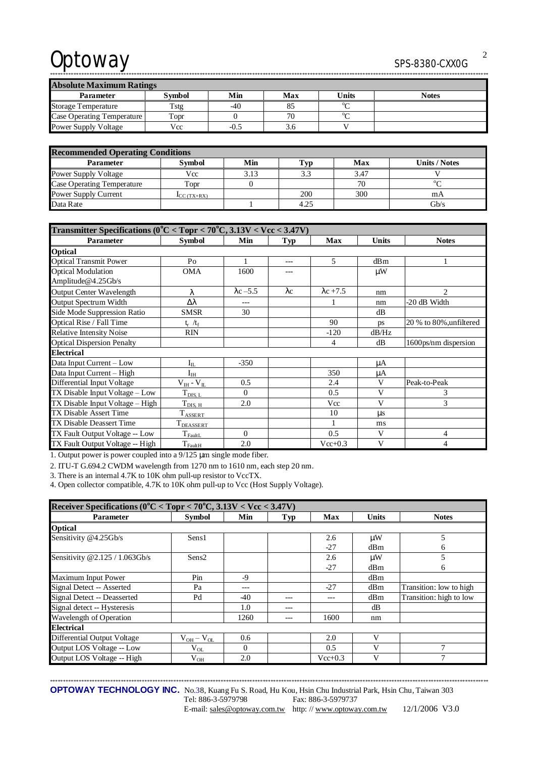| Absolute Maximum Ratings | | | | | |
|---|---|---|---|---|---|
| **Parameter** | **Symbol** | **Min** | **Max** | **Units** | **Notes** |
| Storage Temperature | Tstg | -40 | 85 | °C | |
| Case Operating Temperature | Topr | 0 | 70 | °C | |
| Power Supply Voltage | Vcc | -0.5 | 3.6 | V | |

| Recommended Operating Conditions | | | | | |
|---|---|---|---|---|---|
| **Parameter** | **Symbol** | **Min** | **Typ** | **Max** | **Units / Notes** |
| Power Supply Voltage | Vcc | 3.13 | 3.3 | 3.47 | V |
| Case Operating Temperature | Topr | 0 | | 70 | °C |
| Power Supply Current | $I_{CC\,(TX+RX)}$ | | 200 | 300 | mA |
| Data Rate | | 1 | 4.25 | | Gb/s |

| Transmitter Specifications (0°C < Topr < 70°C, 3.13V < Vcc < 3.47V) | | | | | | |
|---|---|---|---|---|---|---|
| **Parameter** | **Symbol** | **Min** | **Typ** | **Max** | **Units** | **Notes** |
| **Optical** | | | | | | |
| Optical Transmit Power | Po | 1 | --- | 5 | dBm | 1 |
| Optical Modulation Amplitude@4.25Gb/s | OMA | 1600 | --- | | μW | |
| Output Center Wavelength | λ | λc –5.5 | λc | λc +7.5 | nm | 2 |
| Output Spectrum Width | Δλ | --- | | 1 | nm | -20 dB Width |
| Side Mode Suppression Ratio | SMSR | 30 | | | dB | |
| Optical Rise / Fall Time | $t_r$ / $t_f$ | | | 90 | ps | 20 % to 80%,unfiltered |
| Relative Intensity Noise | RIN | | | -120 | dB/Hz | |
| Optical Dispersion Penalty | | | | 4 | dB | 1600ps/nm dispersion |
| **Electrical** | | | | | | |
| Data Input Current – Low | $I_{IL}$ | -350 | | | μA | |
| Data Input Current – High | $I_{IH}$ | | | 350 | μA | |
| Differential Input Voltage | $V_{IH}$ - $V_{IL}$ | 0.5 | | 2.4 | V | Peak-to-Peak |
| TX Disable Input Voltage – Low | $T_{DIS,\,L}$ | 0 | | 0.5 | V | 3 |
| TX Disable Input Voltage – High | $T_{DIS,\,H}$ | 2.0 | | Vcc | V | 3 |
| TX Disable Assert Time | $T_{ASSERT}$ | | | 10 | μs | |
| TX Disable Deassert Time | $T_{DEASSERT}$ | | | 1 | ms | |
| TX Fault Output Voltage -- Low | $T_{FaultL}$ | 0 | | 0.5 | V | 4 |
| TX Fault Output Voltage -- High | $T_{FaultH}$ | 2.0 | | Vcc+0.3 | V | 4 |

1. Output power is power coupled into a 9/125 μm single mode fiber.

2. ITU-T G.694.2 CWDM wavelength from 1270 nm to 1610 nm, each step 20 nm.

3. There is an internal 4.7K to 10K ohm pull-up resistor to VccTX.

4. Open collector compatible, 4.7K to 10K ohm pull-up to Vcc (Host Supply Voltage).

| Receiver Specifications (0°C < Topr < 70°C, 3.13V < Vcc < 3.47V) | | | | | | |
|---|---|---|---|---|---|---|
| **Parameter** | **Symbol** | **Min** | **Typ** | **Max** | **Units** | **Notes** |
| **Optical** | | | | | | |
| Sensitivity @4.25Gb/s | Sens1 | | | 2.6<br>-27 | μW<br>dBm | 5<br>6 |
| Sensitivity @2.125 / 1.063Gb/s | Sens2 | | | 2.6<br>-27 | μW<br>dBm | 5<br>6 |
| Maximum Input Power | Pin | -9 | | | dBm | |
| Signal Detect -- Asserted | Pa | --- | | -27 | dBm | Transition: low to high |
| Signal Detect -- Deasserted | Pd | -40 | --- | --- | dBm | Transition: high to low |
| Signal detect -- Hysteresis | | 1.0 | --- | | dB | |
| Wavelength of Operation | | 1260 | --- | 1600 | nm | |
| **Electrical** | | | | | | |
| Differential Output Voltage | $V_{OH}$ – $V_{OL}$ | 0.6 | | 2.0 | V | |
| Output LOS Voltage -- Low | $V_{OL}$ | 0 | | 0.5 | V | 7 |
| Output LOS Voltage -- High | $V_{OH}$ | 2.0 | | Vcc+0.3 | V | 7 |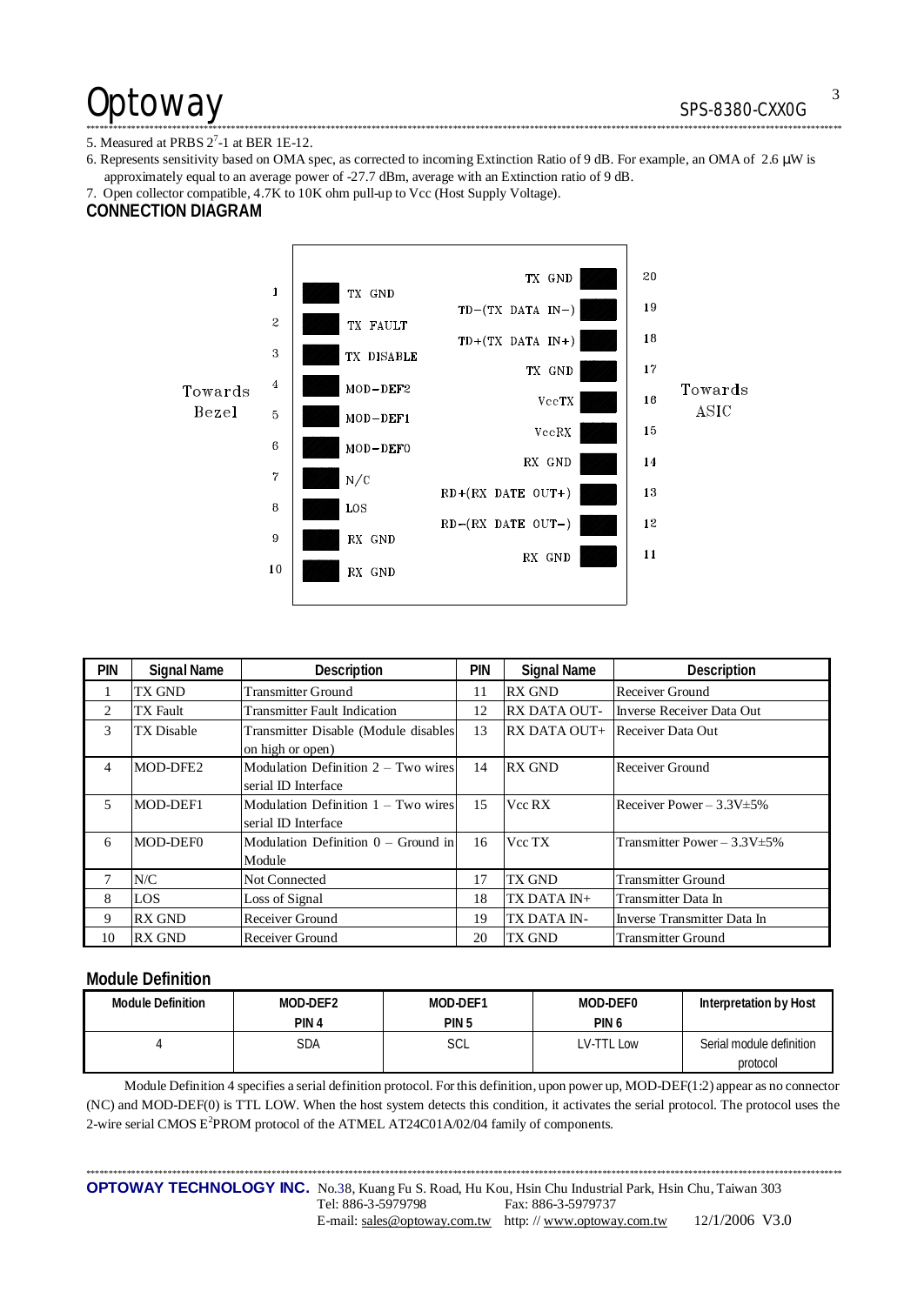5. Measured at PRBS $2^7$-1 at BER 1E-12.

6. Represents sensitivity based on OMA spec, as corrected to incoming Extinction Ratio of 9 dB. For example, an OMA of 2.6 μW is approximately equal to an average power of -27.7 dBm, average with an Extinction ratio of 9 dB.

7. Open collector compatible, 4.7K to 10K ohm pull-up to Vcc (Host Supply Voltage).

## CONNECTION DIAGRAM

Towards Bezel

| PIN | Signal | Signal | PIN |
|---|---|---|---|
| 1 | TX GND | TX GND | 20 |
| 2 | TX FAULT | TD-(TX DATA IN-) | 19 |
| 3 | TX DISABLE | TD+(TX DATA IN+) | 18 |
| 4 | MOD-DEF2 | TX GND | 17 |
| 5 | MOD-DEF1 | VccTX | 16 |
| 6 | MOD-DEF0 | VccRX | 15 |
| 7 | N/C | RX GND | 14 |
| 8 | LOS | RD+(RX DATE OUT+) | 13 |
| 9 | RX GND | RD-(RX DATE OUT-) | 12 |
| 10 | RX GND | RX GND | 11 |

Towards ASIC

| PIN | Signal Name | Description | PIN | Signal Name | Description |
|---|---|---|---|---|---|
| 1 | TX GND | Transmitter Ground | 11 | RX GND | Receiver Ground |
| 2 | TX Fault | Transmitter Fault Indication | 12 | RX DATA OUT- | Inverse Receiver Data Out |
| 3 | TX Disable | Transmitter Disable (Module disables on high or open) | 13 | RX DATA OUT+ | Receiver Data Out |
| 4 | MOD-DFE2 | Modulation Definition 2 – Two wires serial ID Interface | 14 | RX GND | Receiver Ground |
| 5 | MOD-DEF1 | Modulation Definition 1 – Two wires serial ID Interface | 15 | Vcc RX | Receiver Power – 3.3V±5% |
| 6 | MOD-DEF0 | Modulation Definition 0 – Ground in Module | 16 | Vcc TX | Transmitter Power – 3.3V±5% |
| 7 | N/C | Not Connected | 17 | TX GND | Transmitter Ground |
| 8 | LOS | Loss of Signal | 18 | TX DATA IN+ | Transmitter Data In |
| 9 | RX GND | Receiver Ground | 19 | TX DATA IN- | Inverse Transmitter Data In |
| 10 | RX GND | Receiver Ground | 20 | TX GND | Transmitter Ground |

## Module Definition

| Module Definition | MOD-DEF2 PIN 4 | MOD-DEF1 PIN 5 | MOD-DEF0 PIN 6 | Interpretation by Host |
|---|---|---|---|---|
| 4 | SDA | SCL | LV-TTL Low | Serial module definition protocol |

Module Definition 4 specifies a serial definition protocol. For this definition, upon power up, MOD-DEF(1:2) appear as no connector (NC) and MOD-DEF(0) is TTL LOW. When the host system detects this condition, it activates the serial protocol. The protocol uses the 2-wire serial CMOS $E^2$PROM protocol of the ATMEL AT24C01A/02/04 family of components.

**OPTOWAY TECHNOLOGY INC.** No.38, Kuang Fu S. Road, Hu Kou, Hsin Chu Industrial Park, Hsin Chu, Taiwan 303
Tel: 886-3-5979798 Fax: 886-3-5979737
E-mail: sales@optoway.com.tw http: // www.optoway.com.tw 12/1/2006 V3.0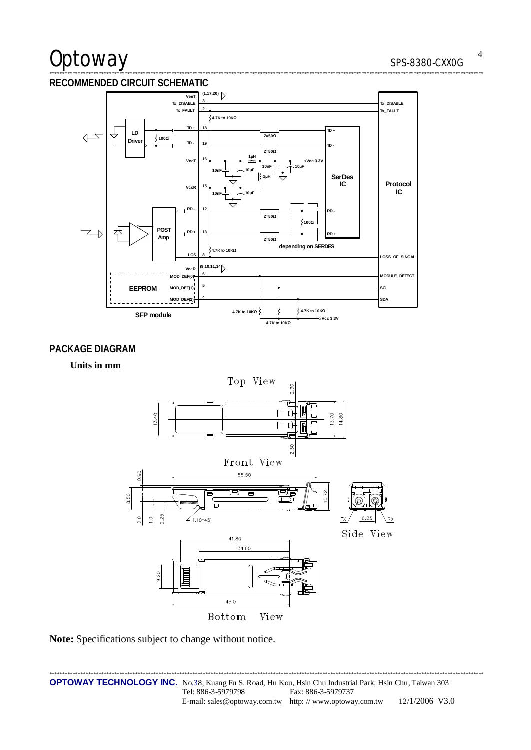## RECOMMENDED CIRCUIT SCHEMATIC

VeeT (1,17,20)
Tx_DISABLE 3
Tx_FAULT 2
4.7K to 10KΩ
LD Driver
100Ω
TD + 18
TD - 19
Z=50Ω
Z=50Ω
VccT 16
1μH
10nF
10μF
1μH
10nF
10μF
Vcc 3.3V
VccR 15
10nF
10μF
RD - 12
Z=50Ω
100Ω
POST Amp
RD + 13
Z=50Ω
depending on SERDES
4.7K to 10KΩ
LOS 8
VeeR (9,10,11,14)
MOD_DEF(0) 6
EEPROM
MOD_DEF(1) 5
MOD_DEF(2) 4
SFP module
4.7K to 10KΩ
4.7K to 10KΩ
4.7K to 10KΩ
Vcc 3.3V
TD +
TD -
SerDes IC
RD -
RD +
Tx_DISABLE
Tx_FAULT
Protocol IC
LOSS OF SINGAL
MODULE DETECT
SCL
SDA

## PACKAGE DIAGRAM

**Units in mm**

Top View
2.30
13.40
13.70
14.80
2.30

Front View
0.90
55.50
8.50
10.72
2.0
1.0
2.25
1.10*45°

Side View
TX
6.25
RX

41.80
34.60
9.20
45.0

Bottom View

**Note:** Specifications subject to change without notice.

**OPTOWAY TECHNOLOGY INC.** No.38, Kuang Fu S. Road, Hu Kou, Hsin Chu Industrial Park, Hsin Chu, Taiwan 303
Tel: 886-3-5979798 Fax: 886-3-5979737
E-mail: sales@optoway.com.tw http: // www.optoway.com.tw 12/1/2006 V3.0